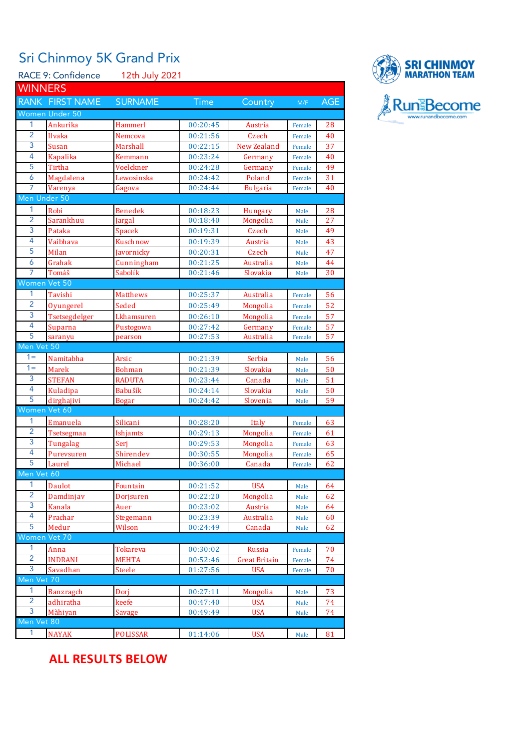# Sri Chinmoy 5K Grand Prix

RACE 9: Confidence    12th July 2021

## WINNERS

| RANK | FIRST NAME | SURNAME | Time | Country | M/F | AGE |
|---|---|---|---|---|---|---|
| **Women Under 50** | | | | | | |
| 1 | Ankurika | Hammerl | 00:20:45 | Austria | Female | 28 |
| 2 | Ilvaka | Nemcova | 00:21:56 | Czech | Female | 40 |
| 3 | Susan | Marshall | 00:22:15 | New Zealand | Female | 37 |
| 4 | Kapalika | Kemmann | 00:23:24 | Germany | Female | 40 |
| 5 | Tirtha | Voelckner | 00:24:28 | Germany | Female | 49 |
| 6 | Magdalena | Lewosinska | 00:24:42 | Poland | Female | 31 |
| 7 | Varenya | Gagova | 00:24:44 | Bulgaria | Female | 40 |
| **Men Under 50** | | | | | | |
| 1 | Robi | Benedek | 00:18:23 | Hungary | Male | 28 |
| 2 | Sarankhuu | Jargal | 00:18:40 | Mongolia | Male | 27 |
| 3 | Pataka | Spacek | 00:19:31 | Czech | Male | 49 |
| 4 | Vaibhava | Kuschnow | 00:19:39 | Austria | Male | 43 |
| 5 | Milan | Javornicky | 00:20:31 | Czech | Male | 47 |
| 6 | Grahak | Cunningham | 00:21:25 | Australia | Male | 44 |
| 7 | Tomáš | Sabolík | 00:21:46 | Slovakia | Male | 30 |
| **Women Vet 50** | | | | | | |
| 1 | Tavishi | Matthews | 00:25:37 | Australia | Female | 56 |
| 2 | Oyungerel | Seded | 00:25:49 | Mongolia | Female | 52 |
| 3 | Tsetsegdelger | Lkhamsuren | 00:26:10 | Mongolia | Female | 57 |
| 4 | Suparna | Pustogowa | 00:27:42 | Germany | Female | 57 |
| 5 | saranyu | pearson | 00:27:53 | Australia | Female | 57 |
| **Men Vet 50** | | | | | | |
| 1= | Namitabha | Arsic | 00:21:39 | Serbia | Male | 56 |
| 1= | Marek | Bohman | 00:21:39 | Slovakia | Male | 50 |
| 3 | STEFAN | RADUTA | 00:23:44 | Canada | Male | 51 |
| 4 | Kuladipa | Babušík | 00:24:14 | Slovakia | Male | 50 |
| 5 | dirghajivi | Bogar | 00:24:42 | Slovenia | Male | 59 |
| **Women Vet 60** | | | | | | |
| 1 | Emanuela | Silicani | 00:28:20 | Italy | Female | 63 |
| 2 | Tsetsegmaa | Ishjamts | 00:29:13 | Mongolia | Female | 61 |
| 3 | Tungalag | Serj | 00:29:53 | Mongolia | Female | 63 |
| 4 | Purevsuren | Shirendev | 00:30:55 | Mongolia | Female | 65 |
| 5 | Laurel | Michael | 00:36:00 | Canada | Female | 62 |
| **Men Vet 60** | | | | | | |
| 1 | Daulot | Fountain | 00:21:52 | USA | Male | 64 |
| 2 | Damdinjav | Dorjsuren | 00:22:20 | Mongolia | Male | 62 |
| 3 | Kanala | Auer | 00:23:02 | Austria | Male | 64 |
| 4 | Prachar | Stegemann | 00:23:39 | Australia | Male | 60 |
| 5 | Medur | Wilson | 00:24:49 | Canada | Male | 62 |
| **Women Vet 70** | | | | | | |
| 1 | Anna | Tokareva | 00:30:02 | Russia | Female | 70 |
| 2 | INDRANI | MEHTA | 00:52:46 | Great Britain | Female | 74 |
| 3 | Savadhan | Steele | 01:27:56 | USA | Female | 70 |
| **Men Vet 70** | | | | | | |
| 1 | Banzragch | Dorj | 00:27:11 | Mongolia | Male | 73 |
| 2 | adhiratha | keefe | 00:47:40 | USA | Male | 74 |
| 3 | Màhiyan | Savage | 00:49:49 | USA | Male | 74 |
| **Men Vet 80** | | | | | | |
| 1 | NAYAK | POLISSAR | 01:14:06 | USA | Male | 81 |

SRI CHINMOY MARATHON TEAM

RunandBecome
www.runandbecome.com

**ALL RESULTS BELOW**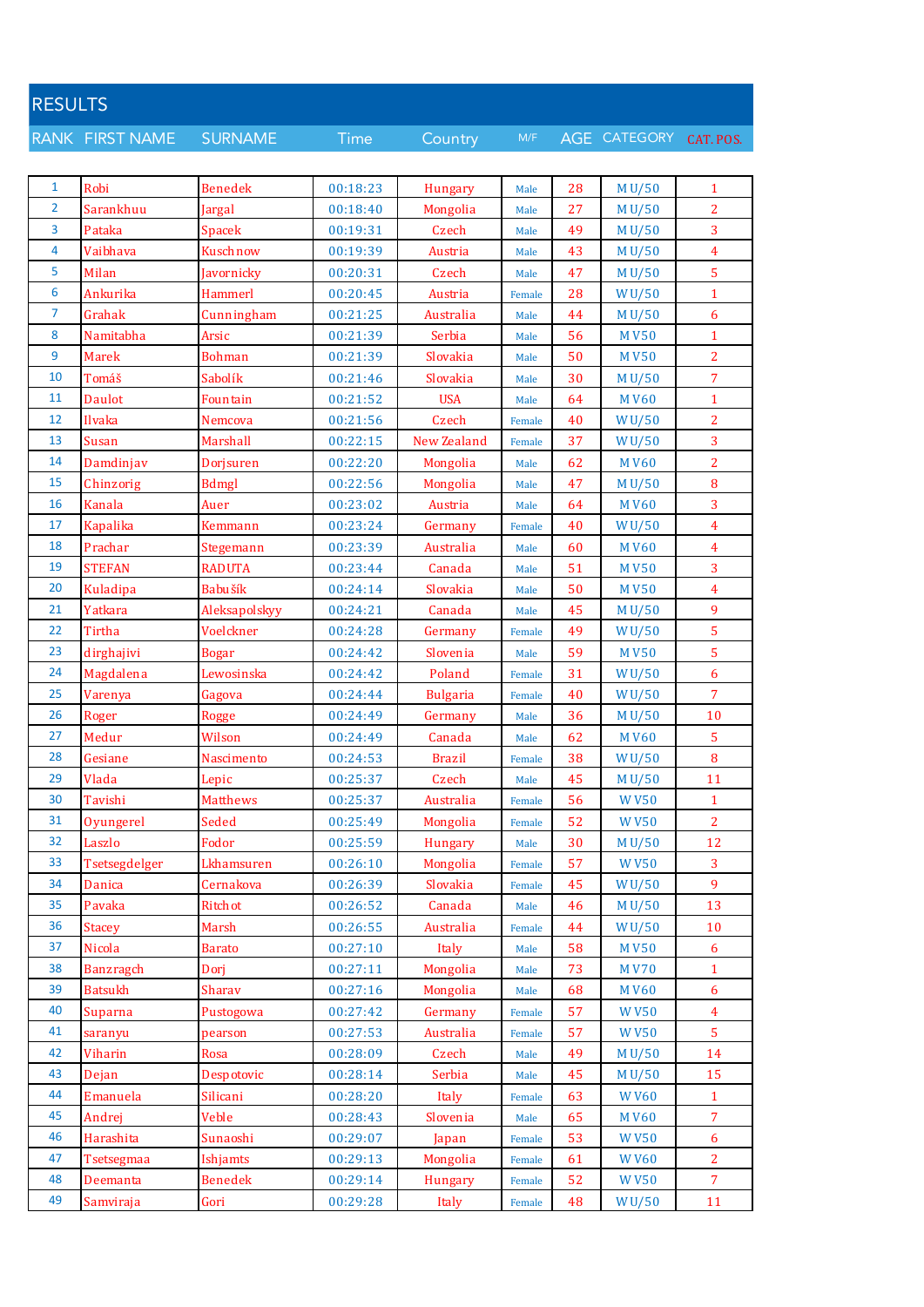# RESULTS

| RANK | FIRST NAME | SURNAME | Time | Country | M/F | AGE | CATEGORY | CAT. POS. |
|---|---|---|---|---|---|---|---|---|
| 1 | Robi | Benedek | 00:18:23 | Hungary | Male | 28 | M U/50 | 1 |
| 2 | Sarankhuu | Jargal | 00:18:40 | Mongolia | Male | 27 | M U/50 | 2 |
| 3 | Pataka | Spacek | 00:19:31 | Czech | Male | 49 | M U/50 | 3 |
| 4 | Vaibhava | Kuschnow | 00:19:39 | Austria | Male | 43 | M U/50 | 4 |
| 5 | Milan | Javornicky | 00:20:31 | Czech | Male | 47 | M U/50 | 5 |
| 6 | Ankurika | Hammerl | 00:20:45 | Austria | Female | 28 | W U/50 | 1 |
| 7 | Grahak | Cunningham | 00:21:25 | Australia | Male | 44 | M U/50 | 6 |
| 8 | Namitabha | Arsic | 00:21:39 | Serbia | Male | 56 | M V50 | 1 |
| 9 | Marek | Bohman | 00:21:39 | Slovakia | Male | 50 | M V50 | 2 |
| 10 | Tomáš | Sabolík | 00:21:46 | Slovakia | Male | 30 | M U/50 | 7 |
| 11 | Daulot | Fountain | 00:21:52 | USA | Male | 64 | M V60 | 1 |
| 12 | Ilvaka | Nemcova | 00:21:56 | Czech | Female | 40 | W U/50 | 2 |
| 13 | Susan | Marshall | 00:22:15 | New Zealand | Female | 37 | W U/50 | 3 |
| 14 | Damdinjav | Dorjsuren | 00:22:20 | Mongolia | Male | 62 | M V60 | 2 |
| 15 | Chinzorig | Bdmgl | 00:22:56 | Mongolia | Male | 47 | M U/50 | 8 |
| 16 | Kanala | Auer | 00:23:02 | Austria | Male | 64 | M V60 | 3 |
| 17 | Kapalika | Kemmann | 00:23:24 | Germany | Female | 40 | W U/50 | 4 |
| 18 | Prachar | Stegemann | 00:23:39 | Australia | Male | 60 | M V60 | 4 |
| 19 | STEFAN | RADUTA | 00:23:44 | Canada | Male | 51 | M V50 | 3 |
| 20 | Kuladipa | Babušík | 00:24:14 | Slovakia | Male | 50 | M V50 | 4 |
| 21 | Yatkara | Aleksapolskyy | 00:24:21 | Canada | Male | 45 | M U/50 | 9 |
| 22 | Tirtha | Voelckner | 00:24:28 | Germany | Female | 49 | W U/50 | 5 |
| 23 | dirghajivi | Bogar | 00:24:42 | Slovenia | Male | 59 | M V50 | 5 |
| 24 | Magdalena | Lewosinska | 00:24:42 | Poland | Female | 31 | W U/50 | 6 |
| 25 | Varenya | Gagova | 00:24:44 | Bulgaria | Female | 40 | W U/50 | 7 |
| 26 | Roger | Rogge | 00:24:49 | Germany | Male | 36 | M U/50 | 10 |
| 27 | Medur | Wilson | 00:24:49 | Canada | Male | 62 | M V60 | 5 |
| 28 | Gesiane | Nascimento | 00:24:53 | Brazil | Female | 38 | W U/50 | 8 |
| 29 | Vlada | Lepic | 00:25:37 | Czech | Male | 45 | M U/50 | 11 |
| 30 | Tavishi | Matthews | 00:25:37 | Australia | Female | 56 | W V50 | 1 |
| 31 | Oyungerel | Seded | 00:25:49 | Mongolia | Female | 52 | W V50 | 2 |
| 32 | Laszlo | Fodor | 00:25:59 | Hungary | Male | 30 | M U/50 | 12 |
| 33 | Tsetsegdelger | Lkhamsuren | 00:26:10 | Mongolia | Female | 57 | W V50 | 3 |
| 34 | Danica | Cernakova | 00:26:39 | Slovakia | Female | 45 | W U/50 | 9 |
| 35 | Pavaka | Ritchot | 00:26:52 | Canada | Male | 46 | M U/50 | 13 |
| 36 | Stacey | Marsh | 00:26:55 | Australia | Female | 44 | W U/50 | 10 |
| 37 | Nicola | Barato | 00:27:10 | Italy | Male | 58 | M V50 | 6 |
| 38 | Banzragch | Dorj | 00:27:11 | Mongolia | Male | 73 | M V70 | 1 |
| 39 | Batsukh | Sharav | 00:27:16 | Mongolia | Male | 68 | M V60 | 6 |
| 40 | Suparna | Pustogowa | 00:27:42 | Germany | Female | 57 | W V50 | 4 |
| 41 | saranyu | pearson | 00:27:53 | Australia | Female | 57 | W V50 | 5 |
| 42 | Viharin | Rosa | 00:28:09 | Czech | Male | 49 | M U/50 | 14 |
| 43 | Dejan | Despotovic | 00:28:14 | Serbia | Male | 45 | M U/50 | 15 |
| 44 | Emanuela | Silicani | 00:28:20 | Italy | Female | 63 | W V60 | 1 |
| 45 | Andrej | Veble | 00:28:43 | Slovenia | Male | 65 | M V60 | 7 |
| 46 | Harashita | Sunaoshi | 00:29:07 | Japan | Female | 53 | W V50 | 6 |
| 47 | Tsetsegmaa | Ishjamts | 00:29:13 | Mongolia | Female | 61 | W V60 | 2 |
| 48 | Deemanta | Benedek | 00:29:14 | Hungary | Female | 52 | W V50 | 7 |
| 49 | Samviraja | Gori | 00:29:28 | Italy | Female | 48 | W U/50 | 11 |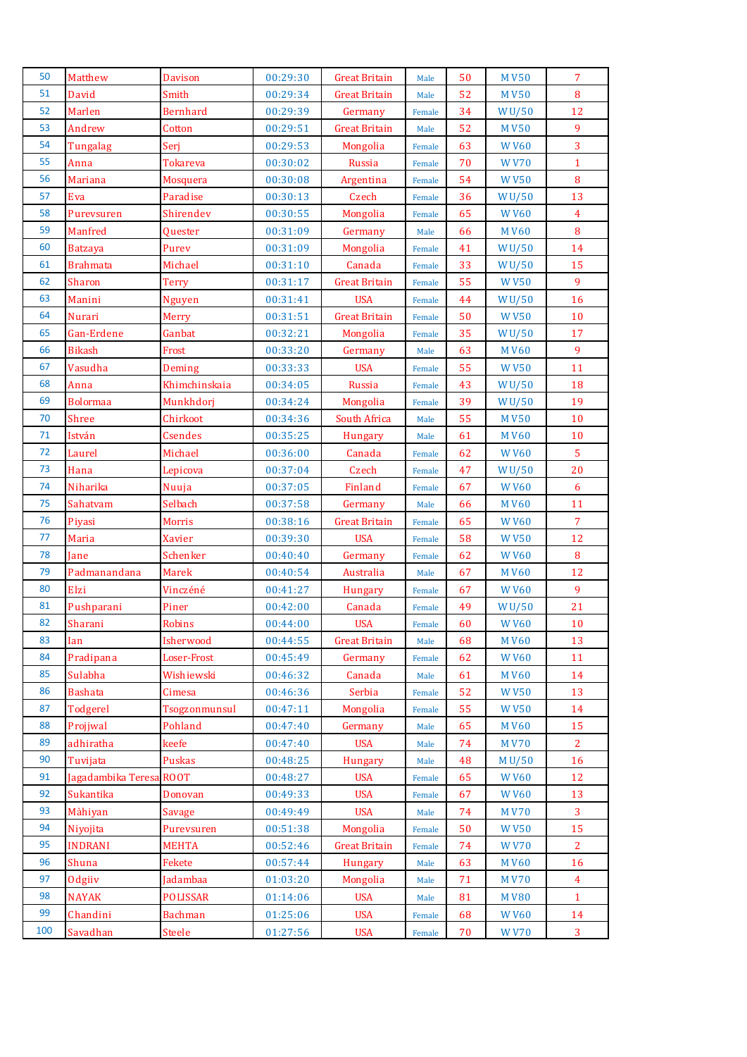| | | | | | | | | |
|---|---|---|---|---|---|---|---|---|
| 50 | Matthew | Davison | 00:29:30 | Great Britain | Male | 50 | M V50 | 7 |
| 51 | David | Smith | 00:29:34 | Great Britain | Male | 52 | M V50 | 8 |
| 52 | Marlen | Bernhard | 00:29:39 | Germany | Female | 34 | W U/50 | 12 |
| 53 | Andrew | Cotton | 00:29:51 | Great Britain | Male | 52 | M V50 | 9 |
| 54 | Tungalag | Serj | 00:29:53 | Mongolia | Female | 63 | W V60 | 3 |
| 55 | Anna | Tokareva | 00:30:02 | Russia | Female | 70 | W V70 | 1 |
| 56 | Mariana | Mosquera | 00:30:08 | Argentina | Female | 54 | W V50 | 8 |
| 57 | Eva | Paradise | 00:30:13 | Czech | Female | 36 | W U/50 | 13 |
| 58 | Purevsuren | Shirendev | 00:30:55 | Mongolia | Female | 65 | W V60 | 4 |
| 59 | Manfred | Quester | 00:31:09 | Germany | Male | 66 | M V60 | 8 |
| 60 | Batzaya | Purev | 00:31:09 | Mongolia | Female | 41 | W U/50 | 14 |
| 61 | Brahmata | Michael | 00:31:10 | Canada | Female | 33 | W U/50 | 15 |
| 62 | Sharon | Terry | 00:31:17 | Great Britain | Female | 55 | W V50 | 9 |
| 63 | Manini | Nguyen | 00:31:41 | USA | Female | 44 | W U/50 | 16 |
| 64 | Nurari | Merry | 00:31:51 | Great Britain | Female | 50 | W V50 | 10 |
| 65 | Gan-Erdene | Ganbat | 00:32:21 | Mongolia | Female | 35 | W U/50 | 17 |
| 66 | Bikash | Frost | 00:33:20 | Germany | Male | 63 | M V60 | 9 |
| 67 | Vasudha | Deming | 00:33:33 | USA | Female | 55 | W V50 | 11 |
| 68 | Anna | Khimchinskaia | 00:34:05 | Russia | Female | 43 | W U/50 | 18 |
| 69 | Bolormaa | Munkhdorj | 00:34:24 | Mongolia | Female | 39 | W U/50 | 19 |
| 70 | Shree | Chirkoot | 00:34:36 | South Africa | Male | 55 | M V50 | 10 |
| 71 | István | Csendes | 00:35:25 | Hungary | Male | 61 | M V60 | 10 |
| 72 | Laurel | Michael | 00:36:00 | Canada | Female | 62 | W V60 | 5 |
| 73 | Hana | Lepicova | 00:37:04 | Czech | Female | 47 | W U/50 | 20 |
| 74 | Niharika | Nuuja | 00:37:05 | Finland | Female | 67 | W V60 | 6 |
| 75 | Sahatvam | Selbach | 00:37:58 | Germany | Male | 66 | M V60 | 11 |
| 76 | Piyasi | Morris | 00:38:16 | Great Britain | Female | 65 | W V60 | 7 |
| 77 | Maria | Xavier | 00:39:30 | USA | Female | 58 | W V50 | 12 |
| 78 | Jane | Schenker | 00:40:40 | Germany | Female | 62 | W V60 | 8 |
| 79 | Padmanandana | Marek | 00:40:54 | Australia | Male | 67 | M V60 | 12 |
| 80 | Elzi | Vinczéné | 00:41:27 | Hungary | Female | 67 | W V60 | 9 |
| 81 | Pushparani | Piner | 00:42:00 | Canada | Female | 49 | W U/50 | 21 |
| 82 | Sharani | Robins | 00:44:00 | USA | Female | 60 | W V60 | 10 |
| 83 | Ian | Isherwood | 00:44:55 | Great Britain | Male | 68 | M V60 | 13 |
| 84 | Pradipana | Loser-Frost | 00:45:49 | Germany | Female | 62 | W V60 | 11 |
| 85 | Sulabha | Wishiewski | 00:46:32 | Canada | Male | 61 | M V60 | 14 |
| 86 | Bashata | Cimesa | 00:46:36 | Serbia | Female | 52 | W V50 | 13 |
| 87 | Todgerel | Tsogzonmunsul | 00:47:11 | Mongolia | Female | 55 | W V50 | 14 |
| 88 | Projjwal | Pohland | 00:47:40 | Germany | Male | 65 | M V60 | 15 |
| 89 | adhiratha | keefe | 00:47:40 | USA | Male | 74 | M V70 | 2 |
| 90 | Tuvijata | Puskas | 00:48:25 | Hungary | Male | 48 | M U/50 | 16 |
| 91 | Jagadambika Teresa | ROOT | 00:48:27 | USA | Female | 65 | W V60 | 12 |
| 92 | Sukantika | Donovan | 00:49:33 | USA | Female | 67 | W V60 | 13 |
| 93 | Màhiyan | Savage | 00:49:49 | USA | Male | 74 | M V70 | 3 |
| 94 | Niyojita | Purevsuren | 00:51:38 | Mongolia | Female | 50 | W V50 | 15 |
| 95 | INDRANI | MEHTA | 00:52:46 | Great Britain | Female | 74 | W V70 | 2 |
| 96 | Shuna | Fekete | 00:57:44 | Hungary | Male | 63 | M V60 | 16 |
| 97 | Odgiiv | Jadambaa | 01:03:20 | Mongolia | Male | 71 | M V70 | 4 |
| 98 | NAYAK | POLISSAR | 01:14:06 | USA | Male | 81 | M V80 | 1 |
| 99 | Chandini | Bachman | 01:25:06 | USA | Female | 68 | W V60 | 14 |
| 100 | Savadhan | Steele | 01:27:56 | USA | Female | 70 | W V70 | 3 |